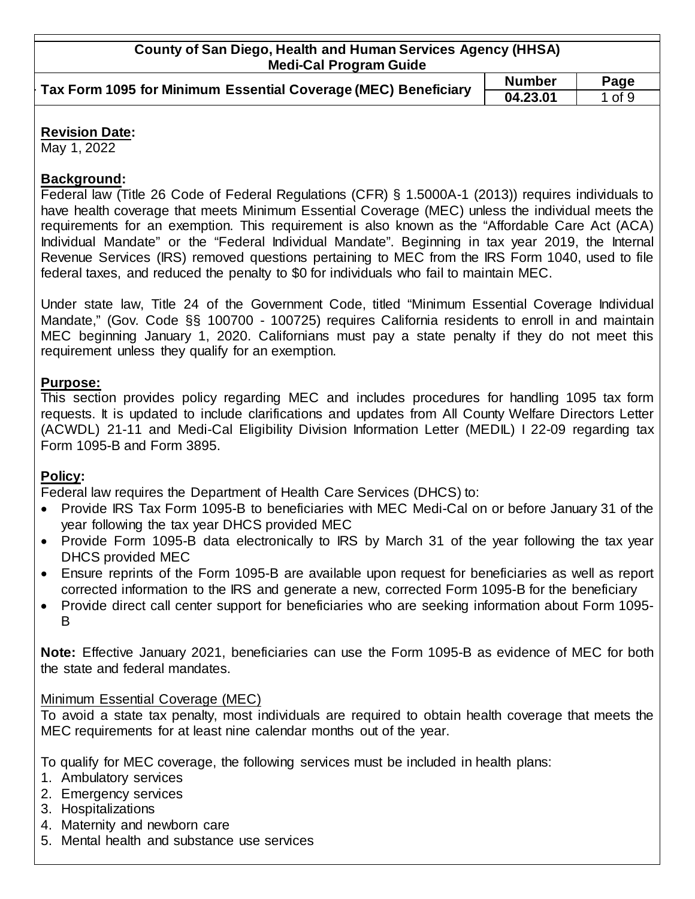**County of San Diego, Health and Human Services Agency (HHSA)**
**Medi-Cal Program Guide**

| Tax Form 1095 for Minimum Essential Coverage (MEC) Beneficiary | Number | Page |
|---|---|---|
| | 04.23.01 | 1 of 9 |

## Revision Date:

May 1, 2022

## Background:

Federal law (Title 26 Code of Federal Regulations (CFR) § 1.5000A-1 (2013)) requires individuals to have health coverage that meets Minimum Essential Coverage (MEC) unless the individual meets the requirements for an exemption. This requirement is also known as the "Affordable Care Act (ACA) Individual Mandate" or the "Federal Individual Mandate". Beginning in tax year 2019, the Internal Revenue Services (IRS) removed questions pertaining to MEC from the IRS Form 1040, used to file federal taxes, and reduced the penalty to $0 for individuals who fail to maintain MEC.

Under state law, Title 24 of the Government Code, titled "Minimum Essential Coverage Individual Mandate," (Gov. Code §§ 100700 - 100725) requires California residents to enroll in and maintain MEC beginning January 1, 2020. Californians must pay a state penalty if they do not meet this requirement unless they qualify for an exemption.

## Purpose:

This section provides policy regarding MEC and includes procedures for handling 1095 tax form requests. It is updated to include clarifications and updates from All County Welfare Directors Letter (ACWDL) 21-11 and Medi-Cal Eligibility Division Information Letter (MEDIL) I 22-09 regarding tax Form 1095-B and Form 3895.

## Policy:

Federal law requires the Department of Health Care Services (DHCS) to:

- Provide IRS Tax Form 1095-B to beneficiaries with MEC Medi-Cal on or before January 31 of the year following the tax year DHCS provided MEC
- Provide Form 1095-B data electronically to IRS by March 31 of the year following the tax year DHCS provided MEC
- Ensure reprints of the Form 1095-B are available upon request for beneficiaries as well as report corrected information to the IRS and generate a new, corrected Form 1095-B for the beneficiary
- Provide direct call center support for beneficiaries who are seeking information about Form 1095-B

**Note:** Effective January 2021, beneficiaries can use the Form 1095-B as evidence of MEC for both the state and federal mandates.

<u>Minimum Essential Coverage (MEC)</u>

To avoid a state tax penalty, most individuals are required to obtain health coverage that meets the MEC requirements for at least nine calendar months out of the year.

To qualify for MEC coverage, the following services must be included in health plans:

1. Ambulatory services
2. Emergency services
3. Hospitalizations
4. Maternity and newborn care
5. Mental health and substance use services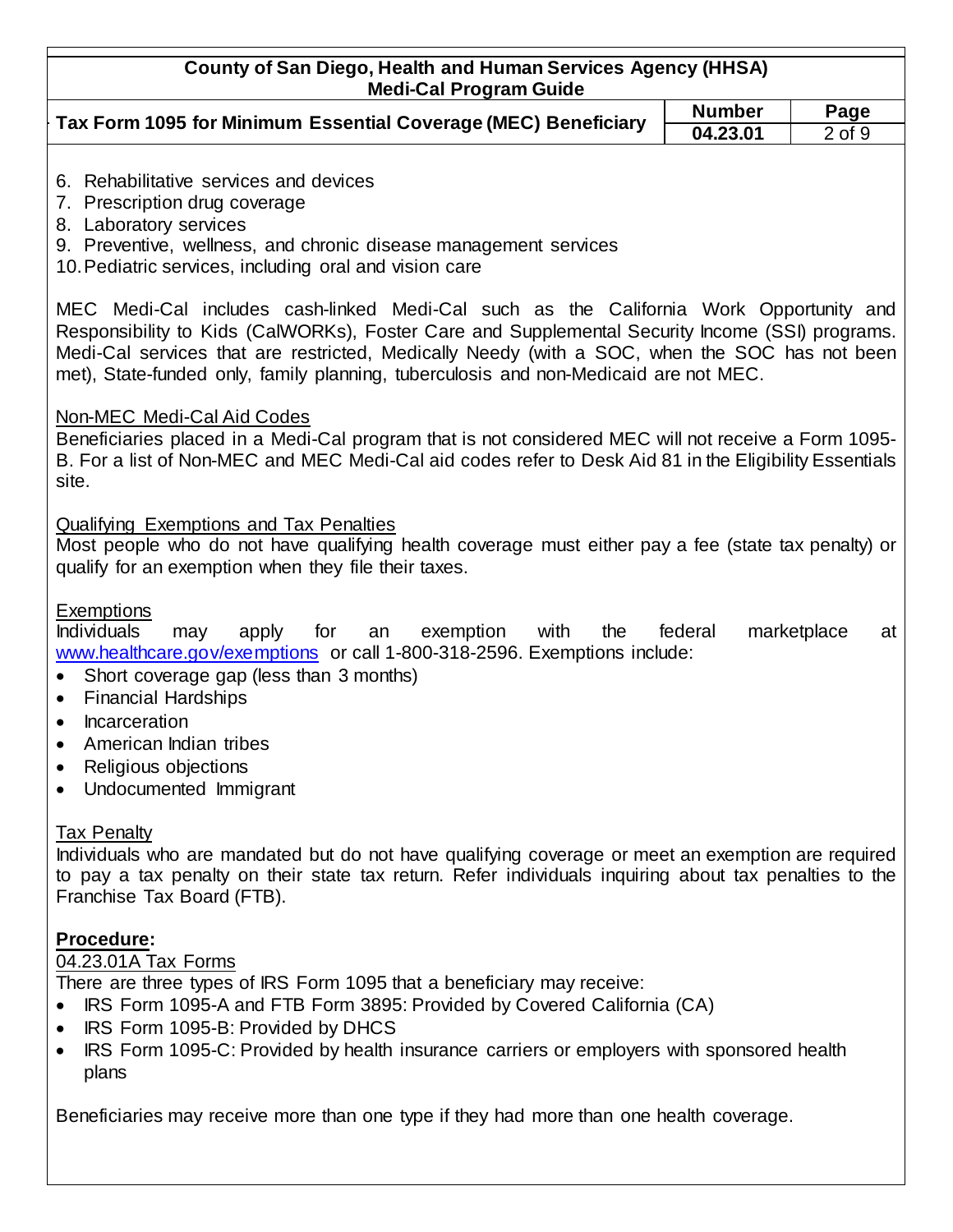6. Rehabilitative services and devices
7. Prescription drug coverage
8. Laboratory services
9. Preventive, wellness, and chronic disease management services
10. Pediatric services, including oral and vision care

MEC Medi-Cal includes cash-linked Medi-Cal such as the California Work Opportunity and Responsibility to Kids (CalWORKs), Foster Care and Supplemental Security Income (SSI) programs. Medi-Cal services that are restricted, Medically Needy (with a SOC, when the SOC has not been met), State-funded only, family planning, tuberculosis and non-Medicaid are not MEC.

Non-MEC Medi-Cal Aid Codes

Beneficiaries placed in a Medi-Cal program that is not considered MEC will not receive a Form 1095-B. For a list of Non-MEC and MEC Medi-Cal aid codes refer to Desk Aid 81 in the Eligibility Essentials site.

Qualifying Exemptions and Tax Penalties

Most people who do not have qualifying health coverage must either pay a fee (state tax penalty) or qualify for an exemption when they file their taxes.

Exemptions

Individuals may apply for an exemption with the federal marketplace at www.healthcare.gov/exemptions or call 1-800-318-2596. Exemptions include:

- Short coverage gap (less than 3 months)
- Financial Hardships
- Incarceration
- American Indian tribes
- Religious objections
- Undocumented Immigrant

Tax Penalty

Individuals who are mandated but do not have qualifying coverage or meet an exemption are required to pay a tax penalty on their state tax return. Refer individuals inquiring about tax penalties to the Franchise Tax Board (FTB).

**Procedure:**

04.23.01A Tax Forms

There are three types of IRS Form 1095 that a beneficiary may receive:

- IRS Form 1095-A and FTB Form 3895: Provided by Covered California (CA)
- IRS Form 1095-B: Provided by DHCS
- IRS Form 1095-C: Provided by health insurance carriers or employers with sponsored health plans

Beneficiaries may receive more than one type if they had more than one health coverage.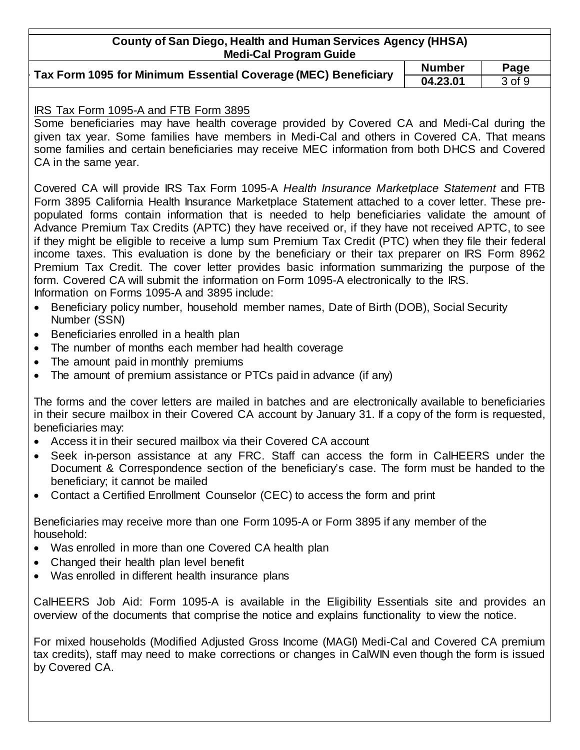## IRS Tax Form 1095-A and FTB Form 3895

Some beneficiaries may have health coverage provided by Covered CA and Medi-Cal during the given tax year. Some families have members in Medi-Cal and others in Covered CA. That means some families and certain beneficiaries may receive MEC information from both DHCS and Covered CA in the same year.

Covered CA will provide IRS Tax Form 1095-A *Health Insurance Marketplace Statement* and FTB Form 3895 California Health Insurance Marketplace Statement attached to a cover letter. These pre-populated forms contain information that is needed to help beneficiaries validate the amount of Advance Premium Tax Credits (APTC) they have received or, if they have not received APTC, to see if they might be eligible to receive a lump sum Premium Tax Credit (PTC) when they file their federal income taxes. This evaluation is done by the beneficiary or their tax preparer on IRS Form 8962 Premium Tax Credit. The cover letter provides basic information summarizing the purpose of the form. Covered CA will submit the information on Form 1095-A electronically to the IRS.

Information on Forms 1095-A and 3895 include:

- Beneficiary policy number, household member names, Date of Birth (DOB), Social Security Number (SSN)
- Beneficiaries enrolled in a health plan
- The number of months each member had health coverage
- The amount paid in monthly premiums
- The amount of premium assistance or PTCs paid in advance (if any)

The forms and the cover letters are mailed in batches and are electronically available to beneficiaries in their secure mailbox in their Covered CA account by January 31. If a copy of the form is requested, beneficiaries may:

- Access it in their secured mailbox via their Covered CA account
- Seek in-person assistance at any FRC. Staff can access the form in CalHEERS under the Document & Correspondence section of the beneficiary's case. The form must be handed to the beneficiary; it cannot be mailed
- Contact a Certified Enrollment Counselor (CEC) to access the form and print

Beneficiaries may receive more than one Form 1095-A or Form 3895 if any member of the household:

- Was enrolled in more than one Covered CA health plan
- Changed their health plan level benefit
- Was enrolled in different health insurance plans

CalHEERS Job Aid: Form 1095-A is available in the Eligibility Essentials site and provides an overview of the documents that comprise the notice and explains functionality to view the notice.

For mixed households (Modified Adjusted Gross Income (MAGI) Medi-Cal and Covered CA premium tax credits), staff may need to make corrections or changes in CalWIN even though the form is issued by Covered CA.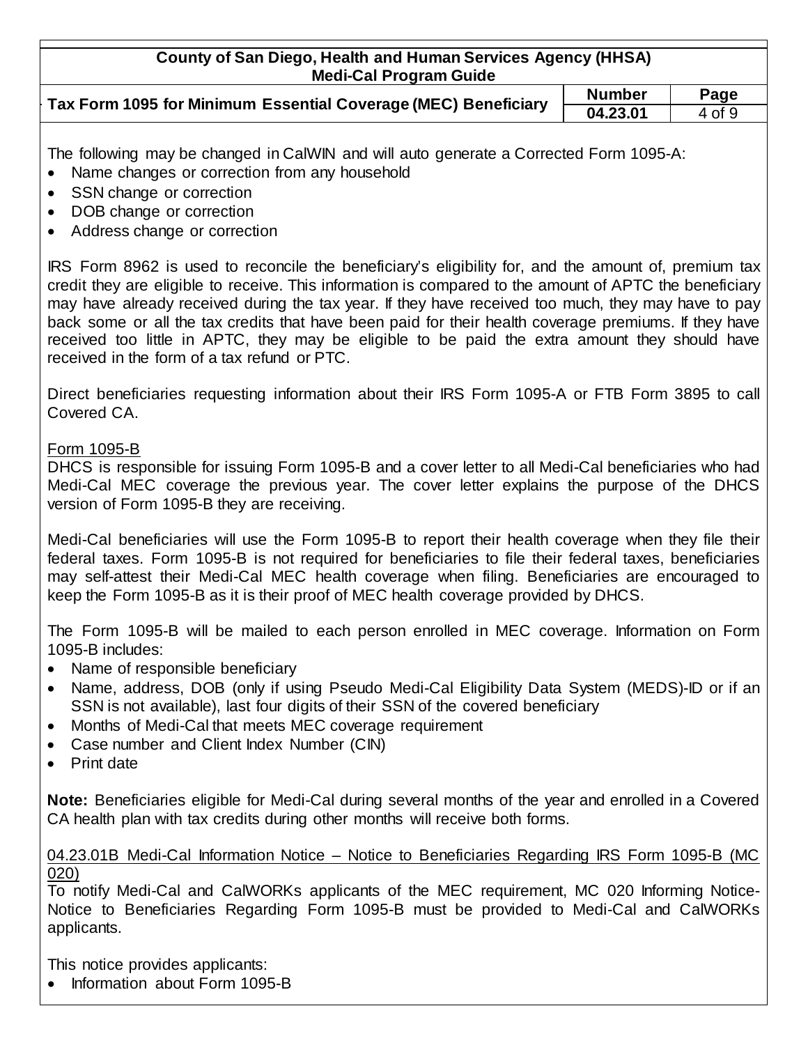The following may be changed in CalWIN and will auto generate a Corrected Form 1095-A:

- Name changes or correction from any household
- SSN change or correction
- DOB change or correction
- Address change or correction

IRS Form 8962 is used to reconcile the beneficiary's eligibility for, and the amount of, premium tax credit they are eligible to receive. This information is compared to the amount of APTC the beneficiary may have already received during the tax year. If they have received too much, they may have to pay back some or all the tax credits that have been paid for their health coverage premiums. If they have received too little in APTC, they may be eligible to be paid the extra amount they should have received in the form of a tax refund or PTC.

Direct beneficiaries requesting information about their IRS Form 1095-A or FTB Form 3895 to call Covered CA.

Form 1095-B

DHCS is responsible for issuing Form 1095-B and a cover letter to all Medi-Cal beneficiaries who had Medi-Cal MEC coverage the previous year. The cover letter explains the purpose of the DHCS version of Form 1095-B they are receiving.

Medi-Cal beneficiaries will use the Form 1095-B to report their health coverage when they file their federal taxes. Form 1095-B is not required for beneficiaries to file their federal taxes, beneficiaries may self-attest their Medi-Cal MEC health coverage when filing. Beneficiaries are encouraged to keep the Form 1095-B as it is their proof of MEC health coverage provided by DHCS.

The Form 1095-B will be mailed to each person enrolled in MEC coverage. Information on Form 1095-B includes:

- Name of responsible beneficiary
- Name, address, DOB (only if using Pseudo Medi-Cal Eligibility Data System (MEDS)-ID or if an SSN is not available), last four digits of their SSN of the covered beneficiary
- Months of Medi-Cal that meets MEC coverage requirement
- Case number and Client Index Number (CIN)
- Print date

**Note:** Beneficiaries eligible for Medi-Cal during several months of the year and enrolled in a Covered CA health plan with tax credits during other months will receive both forms.

04.23.01B Medi-Cal Information Notice – Notice to Beneficiaries Regarding IRS Form 1095-B (MC 020)

To notify Medi-Cal and CalWORKs applicants of the MEC requirement, MC 020 Informing Notice-Notice to Beneficiaries Regarding Form 1095-B must be provided to Medi-Cal and CalWORKs applicants.

This notice provides applicants:

- Information about Form 1095-B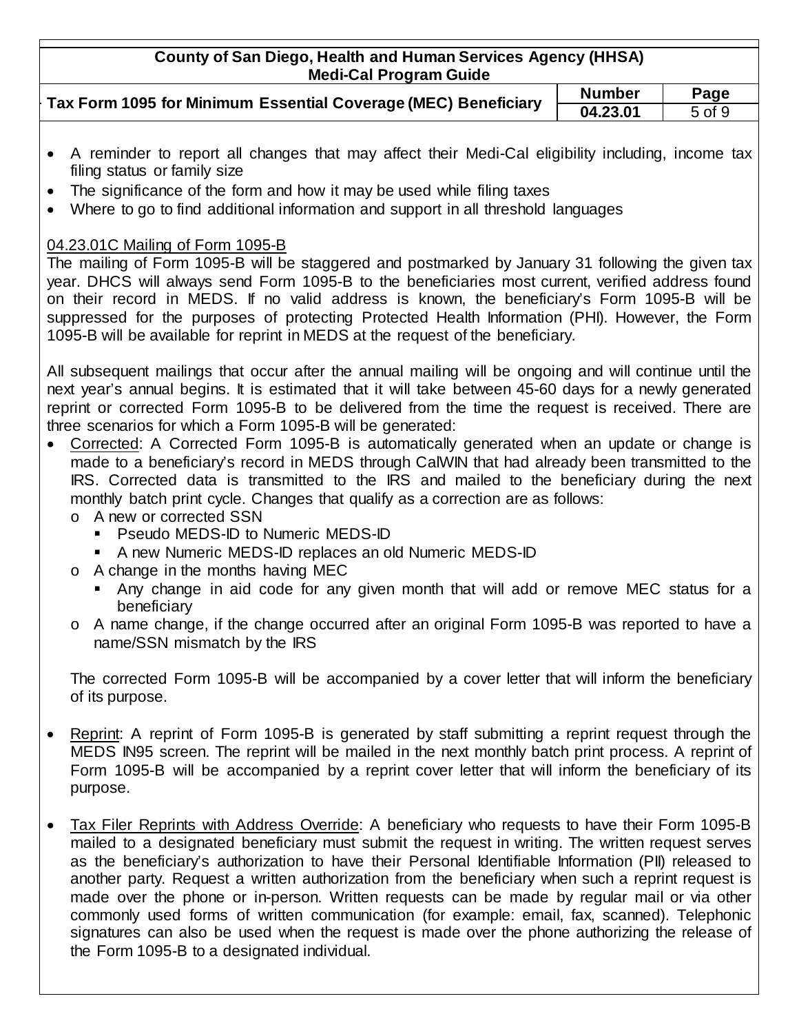- A reminder to report all changes that may affect their Medi-Cal eligibility including, income tax filing status or family size
- The significance of the form and how it may be used while filing taxes
- Where to go to find additional information and support in all threshold languages

## 04.23.01C Mailing of Form 1095-B

The mailing of Form 1095-B will be staggered and postmarked by January 31 following the given tax year. DHCS will always send Form 1095-B to the beneficiaries most current, verified address found on their record in MEDS. If no valid address is known, the beneficiary's Form 1095-B will be suppressed for the purposes of protecting Protected Health Information (PHI). However, the Form 1095-B will be available for reprint in MEDS at the request of the beneficiary.

All subsequent mailings that occur after the annual mailing will be ongoing and will continue until the next year's annual begins. It is estimated that it will take between 45-60 days for a newly generated reprint or corrected Form 1095-B to be delivered from the time the request is received. There are three scenarios for which a Form 1095-B will be generated:

- Corrected: A Corrected Form 1095-B is automatically generated when an update or change is made to a beneficiary's record in MEDS through CalWIN that had already been transmitted to the IRS. Corrected data is transmitted to the IRS and mailed to the beneficiary during the next monthly batch print cycle. Changes that qualify as a correction are as follows:
  - A new or corrected SSN
    - Pseudo MEDS-ID to Numeric MEDS-ID
    - A new Numeric MEDS-ID replaces an old Numeric MEDS-ID
  - A change in the months having MEC
    - Any change in aid code for any given month that will add or remove MEC status for a beneficiary
  - A name change, if the change occurred after an original Form 1095-B was reported to have a name/SSN mismatch by the IRS

  The corrected Form 1095-B will be accompanied by a cover letter that will inform the beneficiary of its purpose.

- Reprint: A reprint of Form 1095-B is generated by staff submitting a reprint request through the MEDS IN95 screen. The reprint will be mailed in the next monthly batch print process. A reprint of Form 1095-B will be accompanied by a reprint cover letter that will inform the beneficiary of its purpose.

- Tax Filer Reprints with Address Override: A beneficiary who requests to have their Form 1095-B mailed to a designated beneficiary must submit the request in writing. The written request serves as the beneficiary's authorization to have their Personal Identifiable Information (PII) released to another party. Request a written authorization from the beneficiary when such a reprint request is made over the phone or in-person. Written requests can be made by regular mail or via other commonly used forms of written communication (for example: email, fax, scanned). Telephonic signatures can also be used when the request is made over the phone authorizing the release of the Form 1095-B to a designated individual.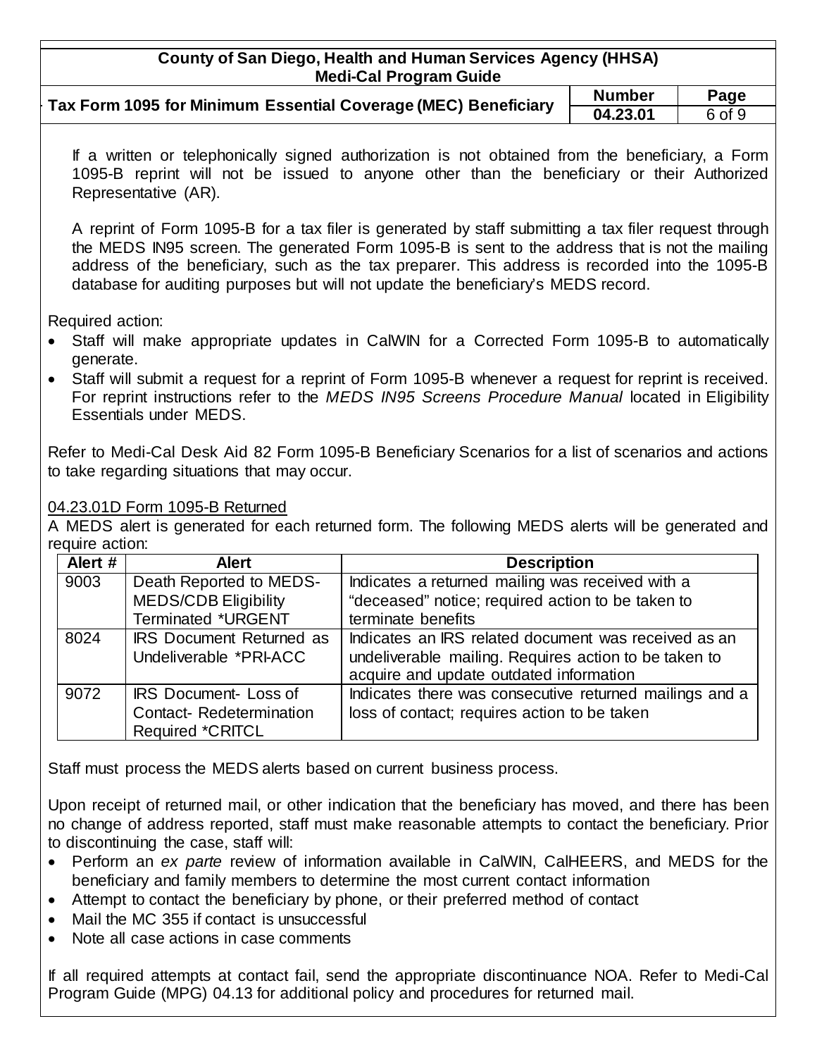If a written or telephonically signed authorization is not obtained from the beneficiary, a Form 1095-B reprint will not be issued to anyone other than the beneficiary or their Authorized Representative (AR).

A reprint of Form 1095-B for a tax filer is generated by staff submitting a tax filer request through the MEDS IN95 screen. The generated Form 1095-B is sent to the address that is not the mailing address of the beneficiary, such as the tax preparer. This address is recorded into the 1095-B database for auditing purposes but will not update the beneficiary's MEDS record.

Required action:

- Staff will make appropriate updates in CalWIN for a Corrected Form 1095-B to automatically generate.
- Staff will submit a request for a reprint of Form 1095-B whenever a request for reprint is received. For reprint instructions refer to the *MEDS IN95 Screens Procedure Manual* located in Eligibility Essentials under MEDS.

Refer to Medi-Cal Desk Aid 82 Form 1095-B Beneficiary Scenarios for a list of scenarios and actions to take regarding situations that may occur.

## 04.23.01D Form 1095-B Returned

A MEDS alert is generated for each returned form. The following MEDS alerts will be generated and require action:

| Alert # | Alert | Description |
|---|---|---|
| 9003 | Death Reported to MEDS-MEDS/CDB Eligibility Terminated *URGENT | Indicates a returned mailing was received with a "deceased" notice; required action to be taken to terminate benefits |
| 8024 | IRS Document Returned as Undeliverable *PRI-ACC | Indicates an IRS related document was received as an undeliverable mailing. Requires action to be taken to acquire and update outdated information |
| 9072 | IRS Document- Loss of Contact- Redetermination Required *CRITCL | Indicates there was consecutive returned mailings and a loss of contact; requires action to be taken |

Staff must process the MEDS alerts based on current business process.

Upon receipt of returned mail, or other indication that the beneficiary has moved, and there has been no change of address reported, staff must make reasonable attempts to contact the beneficiary. Prior to discontinuing the case, staff will:

- Perform an *ex parte* review of information available in CalWIN, CalHEERS, and MEDS for the beneficiary and family members to determine the most current contact information
- Attempt to contact the beneficiary by phone, or their preferred method of contact
- Mail the MC 355 if contact is unsuccessful
- Note all case actions in case comments

If all required attempts at contact fail, send the appropriate discontinuance NOA. Refer to Medi-Cal Program Guide (MPG) 04.13 for additional policy and procedures for returned mail.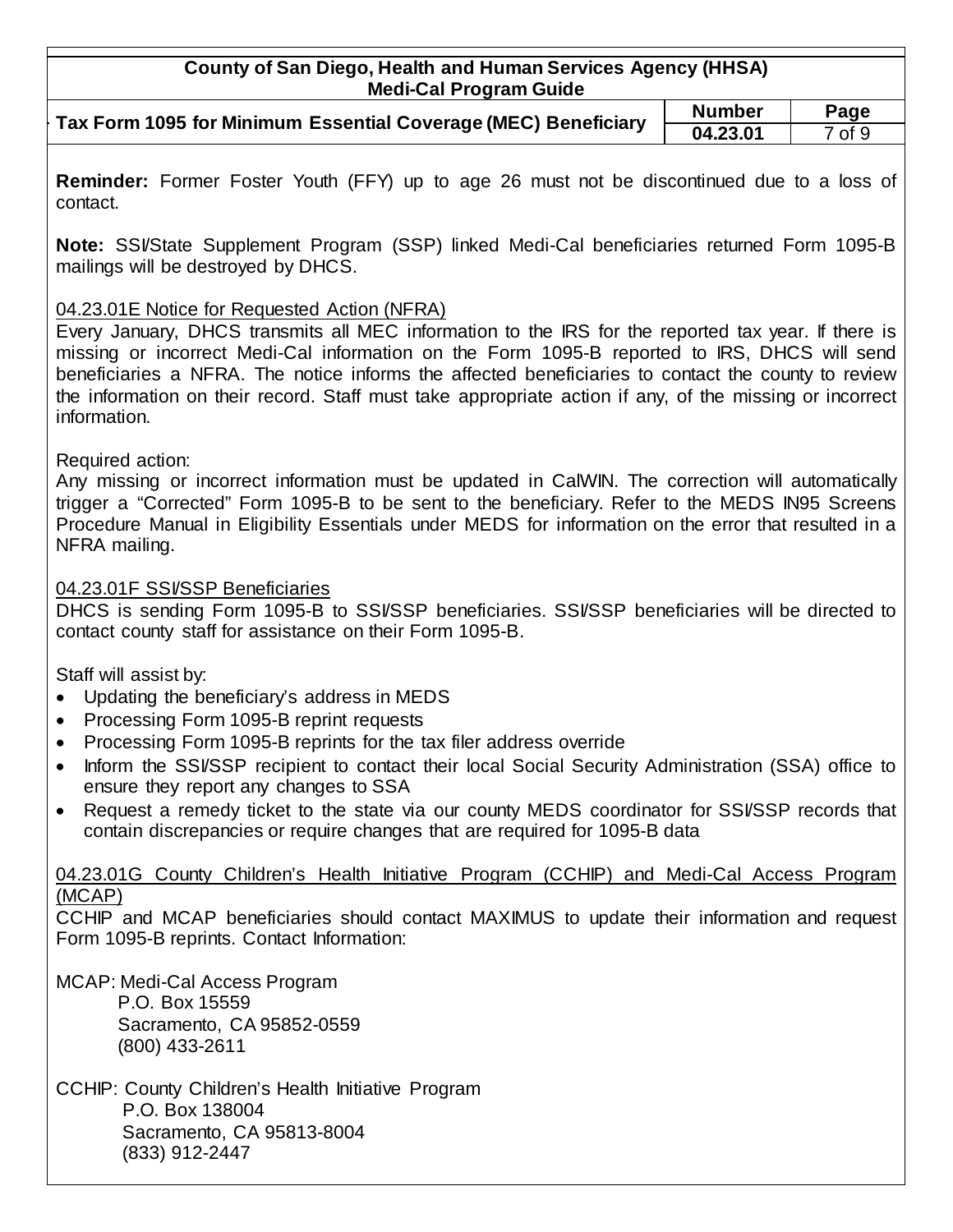**Reminder:** Former Foster Youth (FFY) up to age 26 must not be discontinued due to a loss of contact.

**Note:** SSI/State Supplement Program (SSP) linked Medi-Cal beneficiaries returned Form 1095-B mailings will be destroyed by DHCS.

### 04.23.01E Notice for Requested Action (NFRA)

Every January, DHCS transmits all MEC information to the IRS for the reported tax year. If there is missing or incorrect Medi-Cal information on the Form 1095-B reported to IRS, DHCS will send beneficiaries a NFRA. The notice informs the affected beneficiaries to contact the county to review the information on their record. Staff must take appropriate action if any, of the missing or incorrect information.

Required action:
Any missing or incorrect information must be updated in CalWIN. The correction will automatically trigger a "Corrected" Form 1095-B to be sent to the beneficiary. Refer to the MEDS IN95 Screens Procedure Manual in Eligibility Essentials under MEDS for information on the error that resulted in a NFRA mailing.

### 04.23.01F SSI/SSP Beneficiaries

DHCS is sending Form 1095-B to SSI/SSP beneficiaries. SSI/SSP beneficiaries will be directed to contact county staff for assistance on their Form 1095-B.

Staff will assist by:

- Updating the beneficiary's address in MEDS
- Processing Form 1095-B reprint requests
- Processing Form 1095-B reprints for the tax filer address override
- Inform the SSI/SSP recipient to contact their local Social Security Administration (SSA) office to ensure they report any changes to SSA
- Request a remedy ticket to the state via our county MEDS coordinator for SSI/SSP records that contain discrepancies or require changes that are required for 1095-B data

### 04.23.01G County Children's Health Initiative Program (CCHIP) and Medi-Cal Access Program (MCAP)

CCHIP and MCAP beneficiaries should contact MAXIMUS to update their information and request Form 1095-B reprints. Contact Information:

MCAP: Medi-Cal Access Program
P.O. Box 15559
Sacramento, CA 95852-0559
(800) 433-2611

CCHIP: County Children's Health Initiative Program
P.O. Box 138004
Sacramento, CA 95813-8004
(833) 912-2447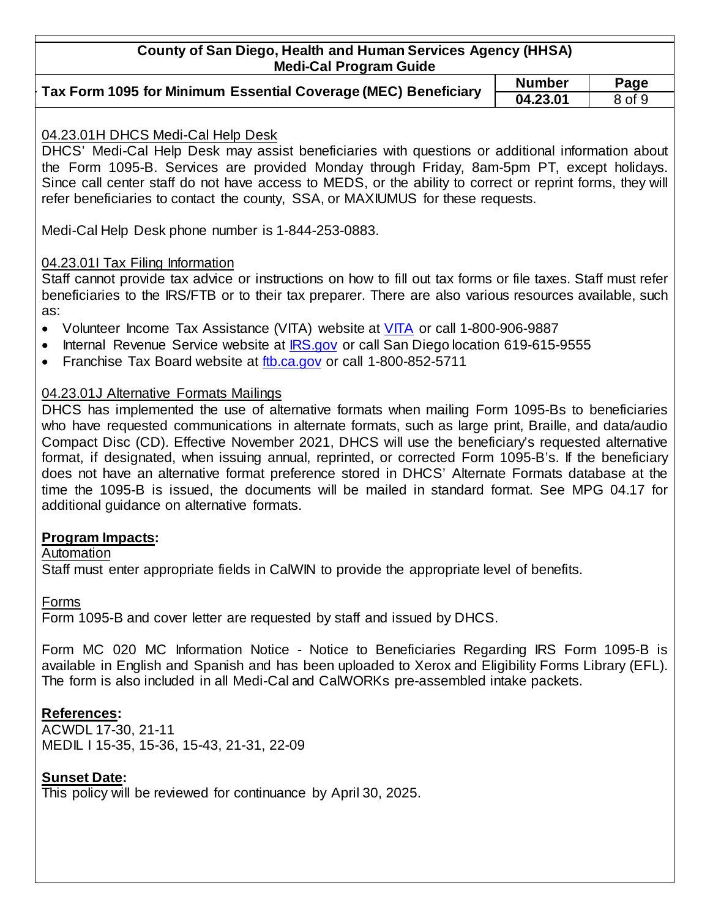### 04.23.01H DHCS Medi-Cal Help Desk

DHCS' Medi-Cal Help Desk may assist beneficiaries with questions or additional information about the Form 1095-B. Services are provided Monday through Friday, 8am-5pm PT, except holidays. Since call center staff do not have access to MEDS, or the ability to correct or reprint forms, they will refer beneficiaries to contact the county, SSA, or MAXIUMUS for these requests.

Medi-Cal Help Desk phone number is 1-844-253-0883.

### 04.23.01I Tax Filing Information

Staff cannot provide tax advice or instructions on how to fill out tax forms or file taxes. Staff must refer beneficiaries to the IRS/FTB or to their tax preparer. There are also various resources available, such as:

- Volunteer Income Tax Assistance (VITA) website at VITA or call 1-800-906-9887
- Internal Revenue Service website at IRS.gov or call San Diego location 619-615-9555
- Franchise Tax Board website at ftb.ca.gov or call 1-800-852-5711

### 04.23.01J Alternative Formats Mailings

DHCS has implemented the use of alternative formats when mailing Form 1095-Bs to beneficiaries who have requested communications in alternate formats, such as large print, Braille, and data/audio Compact Disc (CD). Effective November 2021, DHCS will use the beneficiary's requested alternative format, if designated, when issuing annual, reprinted, or corrected Form 1095-B's. If the beneficiary does not have an alternative format preference stored in DHCS' Alternate Formats database at the time the 1095-B is issued, the documents will be mailed in standard format. See MPG 04.17 for additional guidance on alternative formats.

**Program Impacts:**

Automation

Staff must enter appropriate fields in CalWIN to provide the appropriate level of benefits.

Forms

Form 1095-B and cover letter are requested by staff and issued by DHCS.

Form MC 020 MC Information Notice - Notice to Beneficiaries Regarding IRS Form 1095-B is available in English and Spanish and has been uploaded to Xerox and Eligibility Forms Library (EFL). The form is also included in all Medi-Cal and CalWORKs pre-assembled intake packets.

**References:**

ACWDL 17-30, 21-11
MEDIL I 15-35, 15-36, 15-43, 21-31, 22-09

**Sunset Date:**

This policy will be reviewed for continuance by April 30, 2025.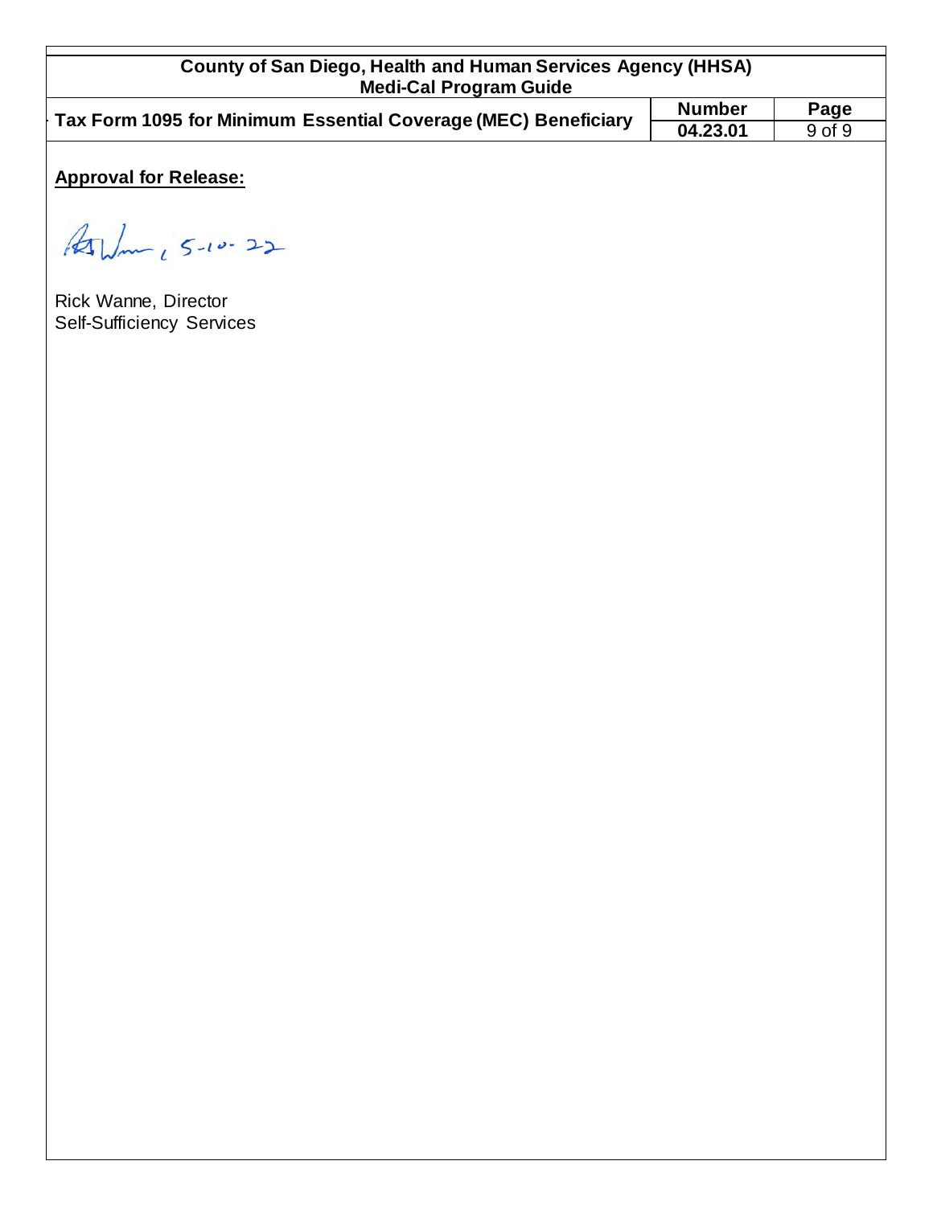**Approval for Release:**

5-10-22

Rick Wanne, Director
Self-Sufficiency Services